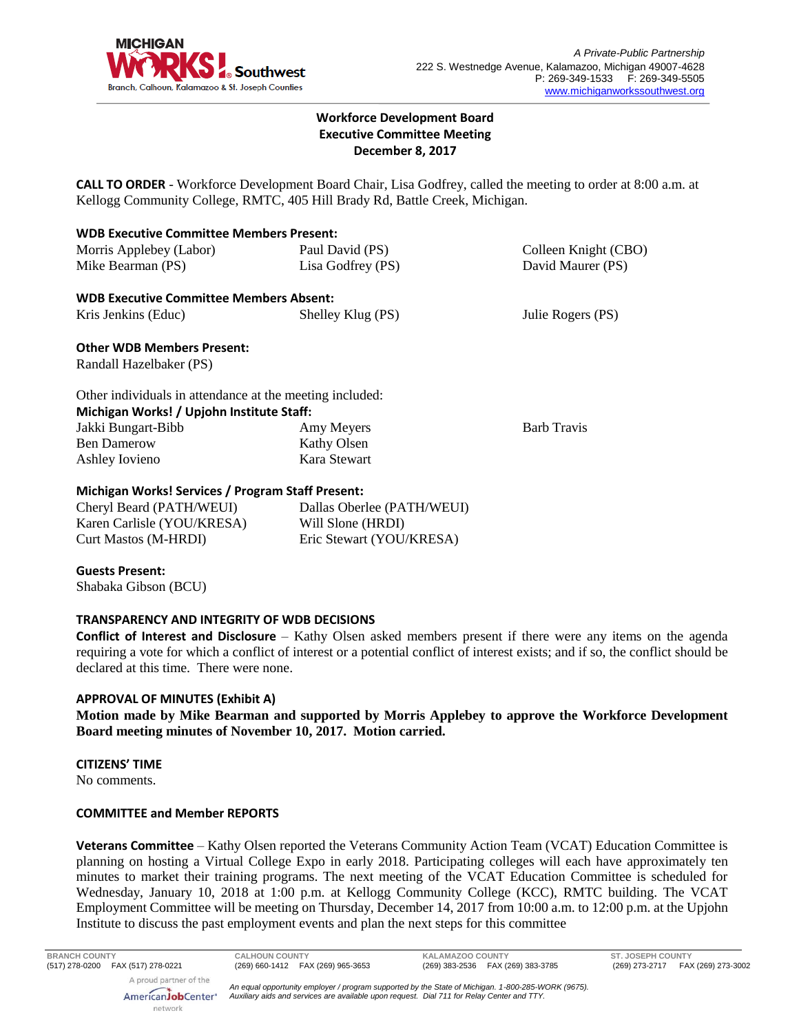A Private-Public Partnership
222 S. Westnedge Avenue, Kalamazoo, Michigan 49007-4628
P: 269-349-1533 F: 269-349-5505
www.michiganworkssouthwest.org

# Workforce Development Board
## Executive Committee Meeting
## December 8, 2017

**CALL TO ORDER** - Workforce Development Board Chair, Lisa Godfrey, called the meeting to order at 8:00 a.m. at Kellogg Community College, RMTC, 405 Hill Brady Rd, Battle Creek, Michigan.

**WDB Executive Committee Members Present:**

| | | |
|---|---|---|
| Morris Applebey (Labor) | Paul David (PS) | Colleen Knight (CBO) |
| Mike Bearman (PS) | Lisa Godfrey (PS) | David Maurer (PS) |

**WDB Executive Committee Members Absent:**

| | | |
|---|---|---|
| Kris Jenkins (Educ) | Shelley Klug (PS) | Julie Rogers (PS) |

**Other WDB Members Present:**
Randall Hazelbaker (PS)

Other individuals in attendance at the meeting included:

**Michigan Works! / Upjohn Institute Staff:**

| | | |
|---|---|---|
| Jakki Bungart-Bibb | Amy Meyers | Barb Travis |
| Ben Damerow | Kathy Olsen | |
| Ashley Iovieno | Kara Stewart | |

**Michigan Works! Services / Program Staff Present:**

| | |
|---|---|
| Cheryl Beard (PATH/WEUI) | Dallas Oberlee (PATH/WEUI) |
| Karen Carlisle (YOU/KRESA) | Will Slone (HRDI) |
| Curt Mastos (M-HRDI) | Eric Stewart (YOU/KRESA) |

**Guests Present:**
Shabaka Gibson (BCU)

**TRANSPARENCY AND INTEGRITY OF WDB DECISIONS**

**Conflict of Interest and Disclosure** – Kathy Olsen asked members present if there were any items on the agenda requiring a vote for which a conflict of interest or a potential conflict of interest exists; and if so, the conflict should be declared at this time. There were none.

**APPROVAL OF MINUTES (Exhibit A)**

**Motion made by Mike Bearman and supported by Morris Applebey to approve the Workforce Development Board meeting minutes of November 10, 2017. Motion carried.**

**CITIZENS' TIME**

No comments.

**COMMITTEE and Member REPORTS**

**Veterans Committee** – Kathy Olsen reported the Veterans Community Action Team (VCAT) Education Committee is planning on hosting a Virtual College Expo in early 2018. Participating colleges will each have approximately ten minutes to market their training programs. The next meeting of the VCAT Education Committee is scheduled for Wednesday, January 10, 2018 at 1:00 p.m. at Kellogg Community College (KCC), RMTC building. The VCAT Employment Committee will be meeting on Thursday, December 14, 2017 from 10:00 a.m. to 12:00 p.m. at the Upjohn Institute to discuss the past employment events and plan the next steps for this committee

| BRANCH COUNTY | CALHOUN COUNTY | KALAMAZOO COUNTY | ST. JOSEPH COUNTY |
|---|---|---|---|
| (517) 278-0200 FAX (517) 278-0221 | (269) 660-1412 FAX (269) 965-3653 | (269) 383-2536 FAX (269) 383-3785 | (269) 273-2717 FAX (269) 273-3002 |

*An equal opportunity employer / program supported by the State of Michigan. 1-800-285-WORK (9675). Auxiliary aids and services are available upon request. Dial 711 for Relay Center and TTY.*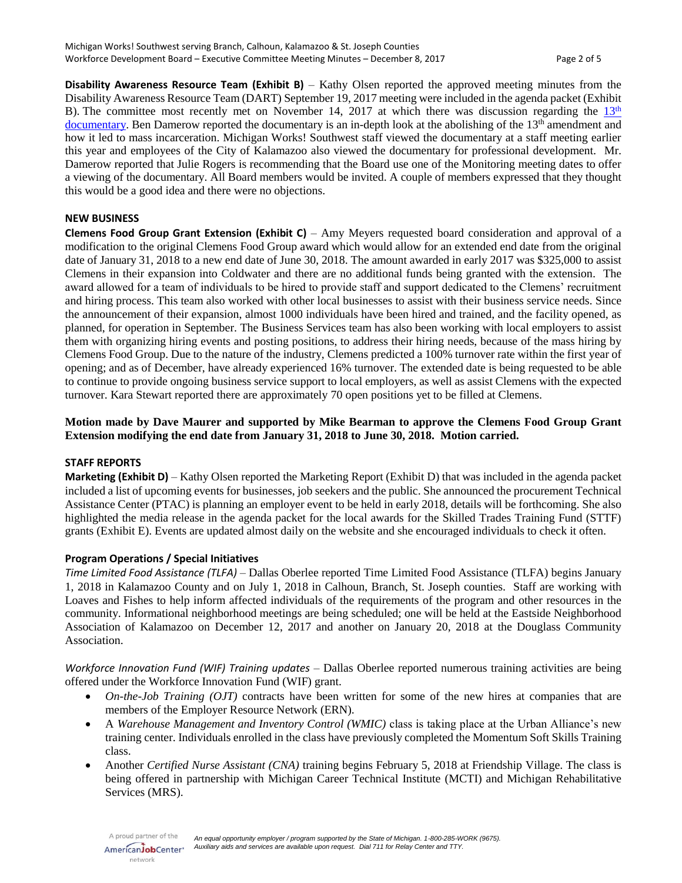**Disability Awareness Resource Team (Exhibit B)** – Kathy Olsen reported the approved meeting minutes from the Disability Awareness Resource Team (DART) September 19, 2017 meeting were included in the agenda packet (Exhibit B). The committee most recently met on November 14, 2017 at which there was discussion regarding the 13th documentary. Ben Damerow reported the documentary is an in-depth look at the abolishing of the 13th amendment and how it led to mass incarceration. Michigan Works! Southwest staff viewed the documentary at a staff meeting earlier this year and employees of the City of Kalamazoo also viewed the documentary for professional development. Mr. Damerow reported that Julie Rogers is recommending that the Board use one of the Monitoring meeting dates to offer a viewing of the documentary. All Board members would be invited. A couple of members expressed that they thought this would be a good idea and there were no objections.

## NEW BUSINESS

**Clemens Food Group Grant Extension (Exhibit C)** – Amy Meyers requested board consideration and approval of a modification to the original Clemens Food Group award which would allow for an extended end date from the original date of January 31, 2018 to a new end date of June 30, 2018. The amount awarded in early 2017 was $325,000 to assist Clemens in their expansion into Coldwater and there are no additional funds being granted with the extension. The award allowed for a team of individuals to be hired to provide staff and support dedicated to the Clemens' recruitment and hiring process. This team also worked with other local businesses to assist with their business service needs. Since the announcement of their expansion, almost 1000 individuals have been hired and trained, and the facility opened, as planned, for operation in September. The Business Services team has also been working with local employers to assist them with organizing hiring events and posting positions, to address their hiring needs, because of the mass hiring by Clemens Food Group. Due to the nature of the industry, Clemens predicted a 100% turnover rate within the first year of opening; and as of December, have already experienced 16% turnover. The extended date is being requested to be able to continue to provide ongoing business service support to local employers, as well as assist Clemens with the expected turnover. Kara Stewart reported there are approximately 70 open positions yet to be filled at Clemens.

**Motion made by Dave Maurer and supported by Mike Bearman to approve the Clemens Food Group Grant Extension modifying the end date from January 31, 2018 to June 30, 2018. Motion carried.**

## STAFF REPORTS

**Marketing (Exhibit D)** – Kathy Olsen reported the Marketing Report (Exhibit D) that was included in the agenda packet included a list of upcoming events for businesses, job seekers and the public. She announced the procurement Technical Assistance Center (PTAC) is planning an employer event to be held in early 2018, details will be forthcoming. She also highlighted the media release in the agenda packet for the local awards for the Skilled Trades Training Fund (STTF) grants (Exhibit E). Events are updated almost daily on the website and she encouraged individuals to check it often.

### Program Operations / Special Initiatives

*Time Limited Food Assistance (TLFA)* – Dallas Oberlee reported Time Limited Food Assistance (TLFA) begins January 1, 2018 in Kalamazoo County and on July 1, 2018 in Calhoun, Branch, St. Joseph counties. Staff are working with Loaves and Fishes to help inform affected individuals of the requirements of the program and other resources in the community. Informational neighborhood meetings are being scheduled; one will be held at the Eastside Neighborhood Association of Kalamazoo on December 12, 2017 and another on January 20, 2018 at the Douglass Community Association.

*Workforce Innovation Fund (WIF) Training updates* – Dallas Oberlee reported numerous training activities are being offered under the Workforce Innovation Fund (WIF) grant.

- *On-the-Job Training (OJT)* contracts have been written for some of the new hires at companies that are members of the Employer Resource Network (ERN).
- A *Warehouse Management and Inventory Control (WMIC)* class is taking place at the Urban Alliance's new training center. Individuals enrolled in the class have previously completed the Momentum Soft Skills Training class.
- Another *Certified Nurse Assistant (CNA)* training begins February 5, 2018 at Friendship Village. The class is being offered in partnership with Michigan Career Technical Institute (MCTI) and Michigan Rehabilitative Services (MRS).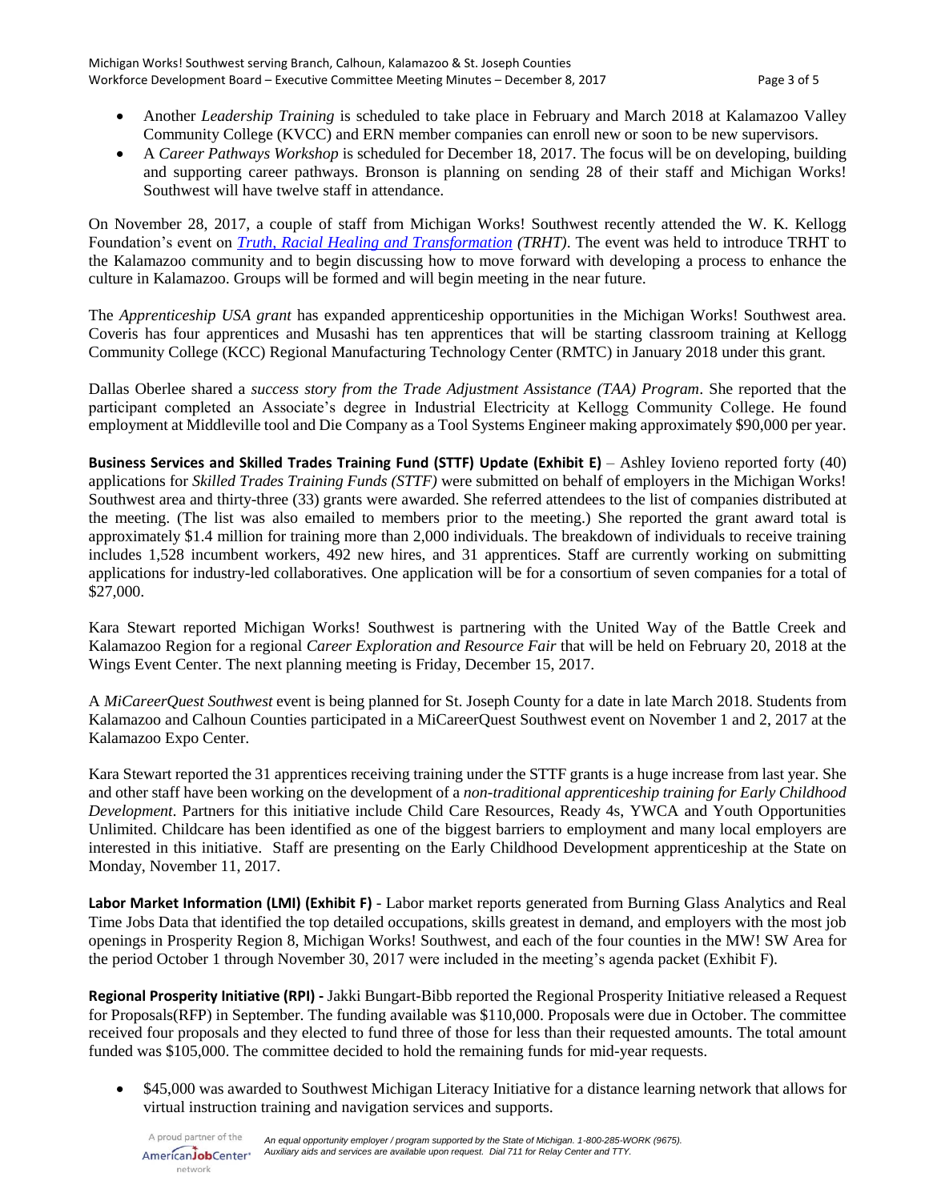- Another *Leadership Training* is scheduled to take place in February and March 2018 at Kalamazoo Valley Community College (KVCC) and ERN member companies can enroll new or soon to be new supervisors.
- A *Career Pathways Workshop* is scheduled for December 18, 2017. The focus will be on developing, building and supporting career pathways. Bronson is planning on sending 28 of their staff and Michigan Works! Southwest will have twelve staff in attendance.

On November 28, 2017, a couple of staff from Michigan Works! Southwest recently attended the W. K. Kellogg Foundation's event on *Truth, Racial Healing and Transformation* *(TRHT)*. The event was held to introduce TRHT to the Kalamazoo community and to begin discussing how to move forward with developing a process to enhance the culture in Kalamazoo. Groups will be formed and will begin meeting in the near future.

The *Apprenticeship USA grant* has expanded apprenticeship opportunities in the Michigan Works! Southwest area. Coveris has four apprentices and Musashi has ten apprentices that will be starting classroom training at Kellogg Community College (KCC) Regional Manufacturing Technology Center (RMTC) in January 2018 under this grant.

Dallas Oberlee shared a *success story from the Trade Adjustment Assistance (TAA) Program*. She reported that the participant completed an Associate's degree in Industrial Electricity at Kellogg Community College. He found employment at Middleville tool and Die Company as a Tool Systems Engineer making approximately $90,000 per year.

**Business Services and Skilled Trades Training Fund (STTF) Update (Exhibit E)** – Ashley Iovieno reported forty (40) applications for *Skilled Trades Training Funds (STTF)* were submitted on behalf of employers in the Michigan Works! Southwest area and thirty-three (33) grants were awarded. She referred attendees to the list of companies distributed at the meeting. (The list was also emailed to members prior to the meeting.) She reported the grant award total is approximately $1.4 million for training more than 2,000 individuals. The breakdown of individuals to receive training includes 1,528 incumbent workers, 492 new hires, and 31 apprentices. Staff are currently working on submitting applications for industry-led collaboratives. One application will be for a consortium of seven companies for a total of $27,000.

Kara Stewart reported Michigan Works! Southwest is partnering with the United Way of the Battle Creek and Kalamazoo Region for a regional *Career Exploration and Resource Fair* that will be held on February 20, 2018 at the Wings Event Center. The next planning meeting is Friday, December 15, 2017.

A *MiCareerQuest Southwest* event is being planned for St. Joseph County for a date in late March 2018. Students from Kalamazoo and Calhoun Counties participated in a MiCareerQuest Southwest event on November 1 and 2, 2017 at the Kalamazoo Expo Center.

Kara Stewart reported the 31 apprentices receiving training under the STTF grants is a huge increase from last year. She and other staff have been working on the development of a *non-traditional apprenticeship training for Early Childhood Development*. Partners for this initiative include Child Care Resources, Ready 4s, YWCA and Youth Opportunities Unlimited. Childcare has been identified as one of the biggest barriers to employment and many local employers are interested in this initiative. Staff are presenting on the Early Childhood Development apprenticeship at the State on Monday, November 11, 2017.

**Labor Market Information (LMI) (Exhibit F)** - Labor market reports generated from Burning Glass Analytics and Real Time Jobs Data that identified the top detailed occupations, skills greatest in demand, and employers with the most job openings in Prosperity Region 8, Michigan Works! Southwest, and each of the four counties in the MW! SW Area for the period October 1 through November 30, 2017 were included in the meeting's agenda packet (Exhibit F).

**Regional Prosperity Initiative (RPI) -** Jakki Bungart-Bibb reported the Regional Prosperity Initiative released a Request for Proposals(RFP) in September. The funding available was $110,000. Proposals were due in October. The committee received four proposals and they elected to fund three of those for less than their requested amounts. The total amount funded was $105,000. The committee decided to hold the remaining funds for mid-year requests.

- $45,000 was awarded to Southwest Michigan Literacy Initiative for a distance learning network that allows for virtual instruction training and navigation services and supports.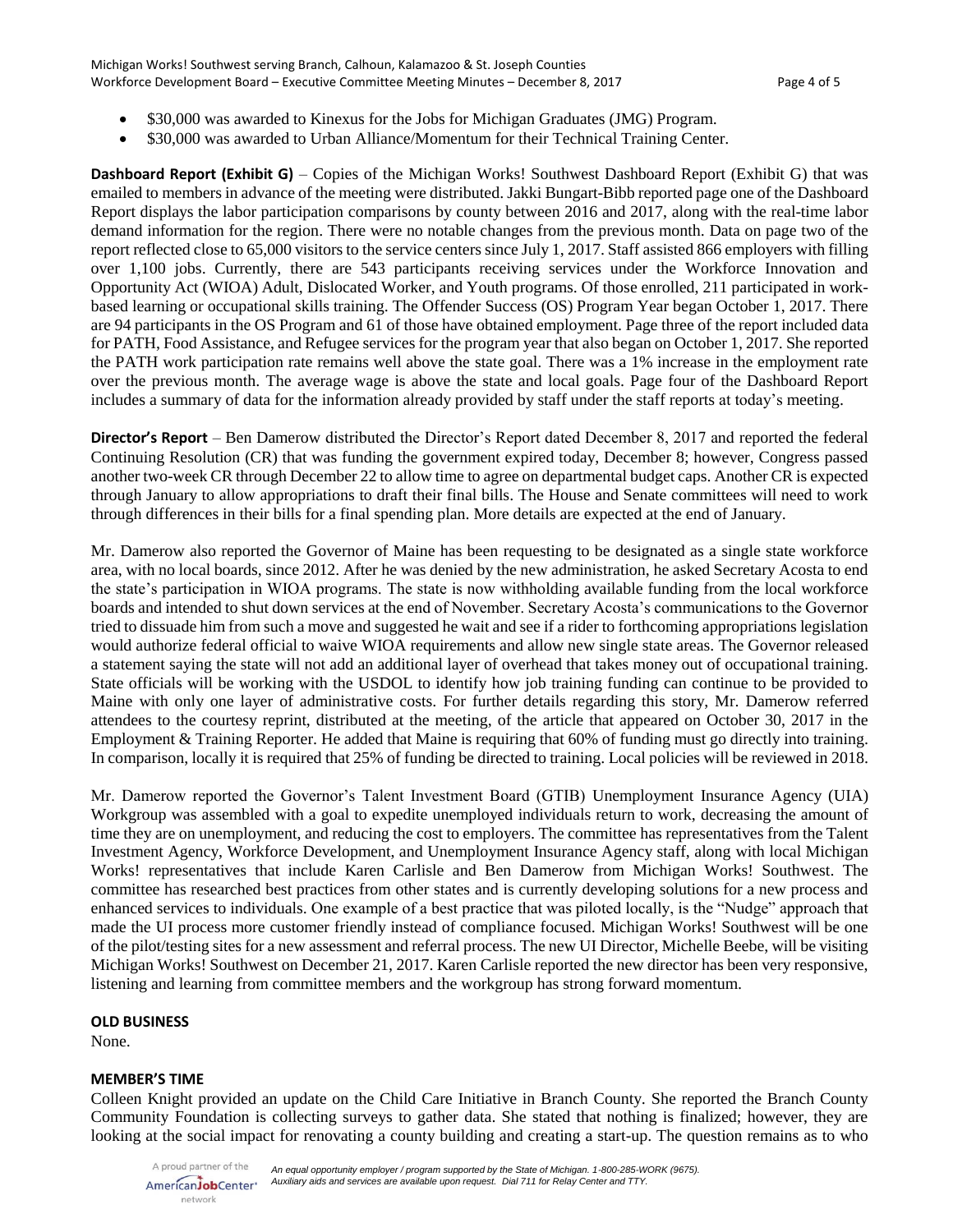- $30,000 was awarded to Kinexus for the Jobs for Michigan Graduates (JMG) Program.
- $30,000 was awarded to Urban Alliance/Momentum for their Technical Training Center.

**Dashboard Report (Exhibit G)** – Copies of the Michigan Works! Southwest Dashboard Report (Exhibit G) that was emailed to members in advance of the meeting were distributed. Jakki Bungart-Bibb reported page one of the Dashboard Report displays the labor participation comparisons by county between 2016 and 2017, along with the real-time labor demand information for the region. There were no notable changes from the previous month. Data on page two of the report reflected close to 65,000 visitors to the service centers since July 1, 2017. Staff assisted 866 employers with filling over 1,100 jobs. Currently, there are 543 participants receiving services under the Workforce Innovation and Opportunity Act (WIOA) Adult, Dislocated Worker, and Youth programs. Of those enrolled, 211 participated in work-based learning or occupational skills training. The Offender Success (OS) Program Year began October 1, 2017. There are 94 participants in the OS Program and 61 of those have obtained employment. Page three of the report included data for PATH, Food Assistance, and Refugee services for the program year that also began on October 1, 2017. She reported the PATH work participation rate remains well above the state goal. There was a 1% increase in the employment rate over the previous month. The average wage is above the state and local goals. Page four of the Dashboard Report includes a summary of data for the information already provided by staff under the staff reports at today's meeting.

**Director's Report** – Ben Damerow distributed the Director's Report dated December 8, 2017 and reported the federal Continuing Resolution (CR) that was funding the government expired today, December 8; however, Congress passed another two-week CR through December 22 to allow time to agree on departmental budget caps. Another CR is expected through January to allow appropriations to draft their final bills. The House and Senate committees will need to work through differences in their bills for a final spending plan. More details are expected at the end of January.

Mr. Damerow also reported the Governor of Maine has been requesting to be designated as a single state workforce area, with no local boards, since 2012. After he was denied by the new administration, he asked Secretary Acosta to end the state's participation in WIOA programs. The state is now withholding available funding from the local workforce boards and intended to shut down services at the end of November. Secretary Acosta's communications to the Governor tried to dissuade him from such a move and suggested he wait and see if a rider to forthcoming appropriations legislation would authorize federal official to waive WIOA requirements and allow new single state areas. The Governor released a statement saying the state will not add an additional layer of overhead that takes money out of occupational training. State officials will be working with the USDOL to identify how job training funding can continue to be provided to Maine with only one layer of administrative costs. For further details regarding this story, Mr. Damerow referred attendees to the courtesy reprint, distributed at the meeting, of the article that appeared on October 30, 2017 in the Employment & Training Reporter. He added that Maine is requiring that 60% of funding must go directly into training. In comparison, locally it is required that 25% of funding be directed to training. Local policies will be reviewed in 2018.

Mr. Damerow reported the Governor's Talent Investment Board (GTIB) Unemployment Insurance Agency (UIA) Workgroup was assembled with a goal to expedite unemployed individuals return to work, decreasing the amount of time they are on unemployment, and reducing the cost to employers. The committee has representatives from the Talent Investment Agency, Workforce Development, and Unemployment Insurance Agency staff, along with local Michigan Works! representatives that include Karen Carlisle and Ben Damerow from Michigan Works! Southwest. The committee has researched best practices from other states and is currently developing solutions for a new process and enhanced services to individuals. One example of a best practice that was piloted locally, is the "Nudge" approach that made the UI process more customer friendly instead of compliance focused. Michigan Works! Southwest will be one of the pilot/testing sites for a new assessment and referral process. The new UI Director, Michelle Beebe, will be visiting Michigan Works! Southwest on December 21, 2017. Karen Carlisle reported the new director has been very responsive, listening and learning from committee members and the workgroup has strong forward momentum.

**OLD BUSINESS**

None.

**MEMBER'S TIME**

Colleen Knight provided an update on the Child Care Initiative in Branch County. She reported the Branch County Community Foundation is collecting surveys to gather data. She stated that nothing is finalized; however, they are looking at the social impact for renovating a county building and creating a start-up. The question remains as to who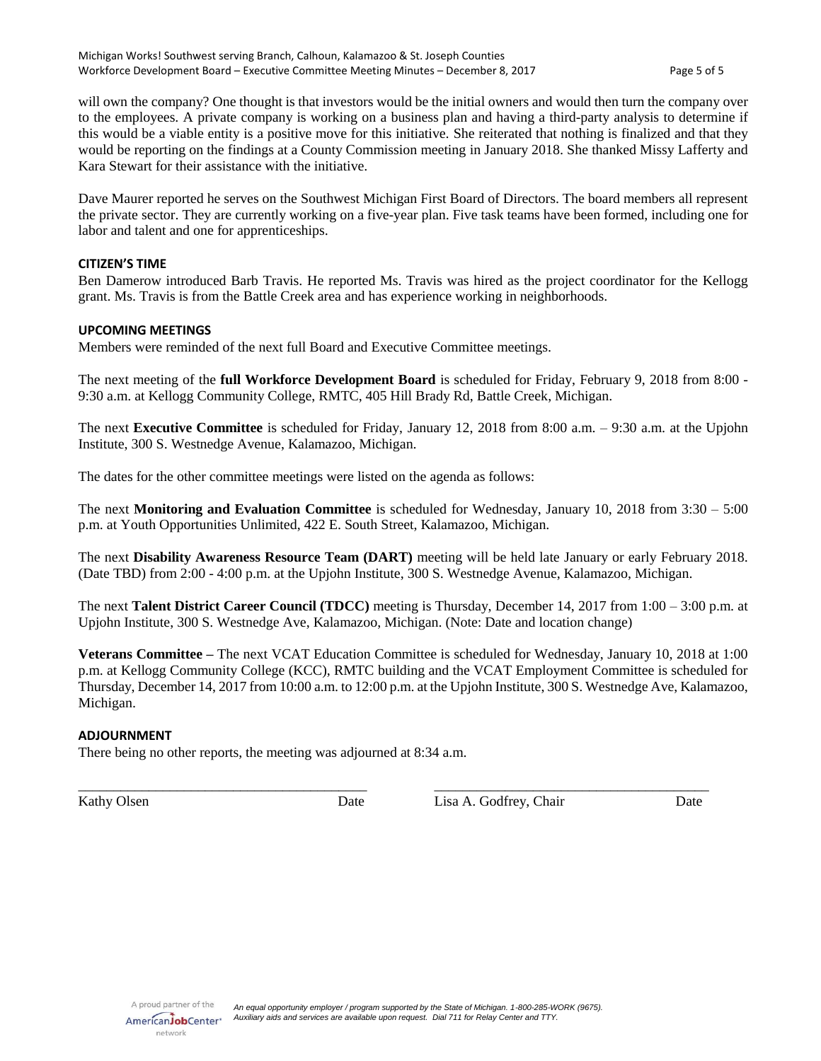will own the company? One thought is that investors would be the initial owners and would then turn the company over to the employees. A private company is working on a business plan and having a third-party analysis to determine if this would be a viable entity is a positive move for this initiative. She reiterated that nothing is finalized and that they would be reporting on the findings at a County Commission meeting in January 2018. She thanked Missy Lafferty and Kara Stewart for their assistance with the initiative.

Dave Maurer reported he serves on the Southwest Michigan First Board of Directors. The board members all represent the private sector. They are currently working on a five-year plan. Five task teams have been formed, including one for labor and talent and one for apprenticeships.

## CITIZEN'S TIME

Ben Damerow introduced Barb Travis. He reported Ms. Travis was hired as the project coordinator for the Kellogg grant. Ms. Travis is from the Battle Creek area and has experience working in neighborhoods.

## UPCOMING MEETINGS

Members were reminded of the next full Board and Executive Committee meetings.

The next meeting of the **full Workforce Development Board** is scheduled for Friday, February 9, 2018 from 8:00 - 9:30 a.m. at Kellogg Community College, RMTC, 405 Hill Brady Rd, Battle Creek, Michigan.

The next **Executive Committee** is scheduled for Friday, January 12, 2018 from 8:00 a.m. – 9:30 a.m. at the Upjohn Institute, 300 S. Westnedge Avenue, Kalamazoo, Michigan.

The dates for the other committee meetings were listed on the agenda as follows:

The next **Monitoring and Evaluation Committee** is scheduled for Wednesday, January 10, 2018 from 3:30 – 5:00 p.m. at Youth Opportunities Unlimited, 422 E. South Street, Kalamazoo, Michigan.

The next **Disability Awareness Resource Team (DART)** meeting will be held late January or early February 2018. (Date TBD) from 2:00 - 4:00 p.m. at the Upjohn Institute, 300 S. Westnedge Avenue, Kalamazoo, Michigan.

The next **Talent District Career Council (TDCC)** meeting is Thursday, December 14, 2017 from 1:00 – 3:00 p.m. at Upjohn Institute, 300 S. Westnedge Ave, Kalamazoo, Michigan. (Note: Date and location change)

**Veterans Committee –** The next VCAT Education Committee is scheduled for Wednesday, January 10, 2018 at 1:00 p.m. at Kellogg Community College (KCC), RMTC building and the VCAT Employment Committee is scheduled for Thursday, December 14, 2017 from 10:00 a.m. to 12:00 p.m. at the Upjohn Institute, 300 S. Westnedge Ave, Kalamazoo, Michigan.

## ADJOURNMENT

There being no other reports, the meeting was adjourned at 8:34 a.m.

\_\_\_\_\_\_\_\_\_\_\_\_\_\_\_\_\_\_\_\_\_\_\_\_\_\_\_\_\_\_\_\_\_\_\_\_\_\_\_\_\_\_ \_\_\_\_\_\_\_\_\_\_\_\_\_\_\_\_\_\_\_\_\_\_\_\_\_\_\_\_\_\_\_\_\_\_\_\_\_\_\_\_

Kathy Olsen Date Lisa A. Godfrey, Chair Date

A proud partner of the AmericanJobCenter network

*An equal opportunity employer / program supported by the State of Michigan. 1-800-285-WORK (9675). Auxiliary aids and services are available upon request. Dial 711 for Relay Center and TTY.*